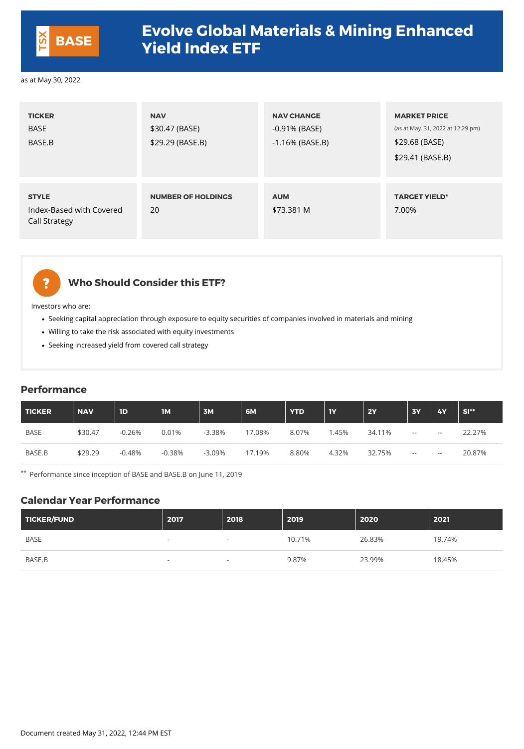TSX **BASE**

# Evolve Global Materials & Mining Enhanced Yield Index ETF

as at May 30, 2022

| TICKER | NAV | NAV CHANGE | MARKET PRICE |
|---|---|---|---|
| BASE<br>BASE.B | $30.47 (BASE)<br>$29.29 (BASE.B) | -0.91% (BASE)<br>-1.16% (BASE.B) | (as at May. 31, 2022 at 12:29 pm)<br>$29.68 (BASE)<br>$29.41 (BASE.B) |

| STYLE | NUMBER OF HOLDINGS | AUM | TARGET YIELD* |
|---|---|---|---|
| Index-Based with Covered Call Strategy | 20 | $73.381 M | 7.00% |

## Who Should Consider this ETF?

Investors who are:

- Seeking capital appreciation through exposure to equity securities of companies involved in materials and mining
- Willing to take the risk associated with equity investments
- Seeking increased yield from covered call strategy

## Performance

| TICKER | NAV | 1D | 1M | 3M | 6M | YTD | 1Y | 2Y | 3Y | 4Y | SI** |
|---|---|---|---|---|---|---|---|---|---|---|---|
| BASE | $30.47 | -0.26% | 0.01% | -3.38% | 17.08% | 8.07% | 1.45% | 34.11% | -- | -- | 22.27% |
| BASE.B | $29.29 | -0.48% | -0.38% | -3.09% | 17.19% | 8.80% | 4.32% | 32.75% | -- | -- | 20.87% |

** Performance since inception of BASE and BASE.B on June 11, 2019

## Calendar Year Performance

| TICKER/FUND | 2017 | 2018 | 2019 | 2020 | 2021 |
|---|---|---|---|---|---|
| BASE | - | - | 10.71% | 26.83% | 19.74% |
| BASE.B | - | - | 9.87% | 23.99% | 18.45% |

Document created May 31, 2022, 12:44 PM EST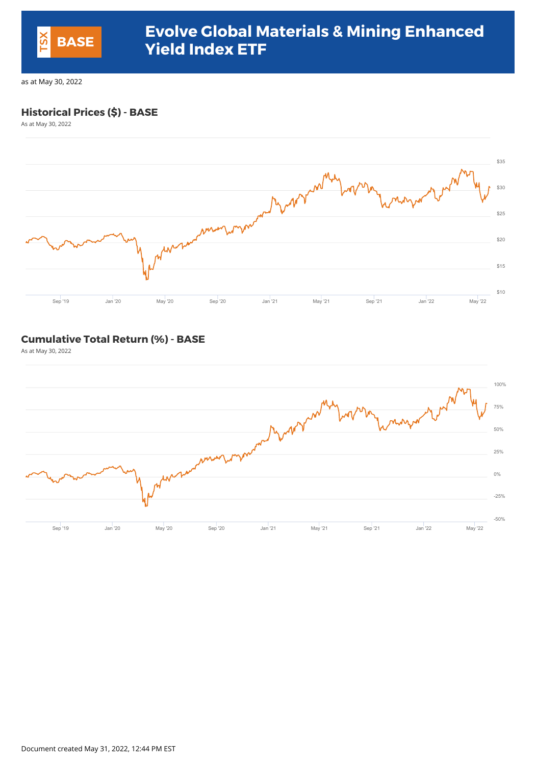# Evolve Global Materials & Mining Enhanced Yield Index ETF

TSX BASE

as at May 30, 2022

## Historical Prices ($) - BASE

As at May 30, 2022

$35
$30
$25
$20
$15
$10

Sep '19 Jan '20 May '20 Sep '20 Jan '21 May '21 Sep '21 Jan '22 May '22

## Cumulative Total Return (%) - BASE

As at May 30, 2022

100%
75%
50%
25%
0%
-25%
-50%

Sep '19 Jan '20 May '20 Sep '20 Jan '21 May '21 Sep '21 Jan '22 May '22

Document created May 31, 2022, 12:44 PM EST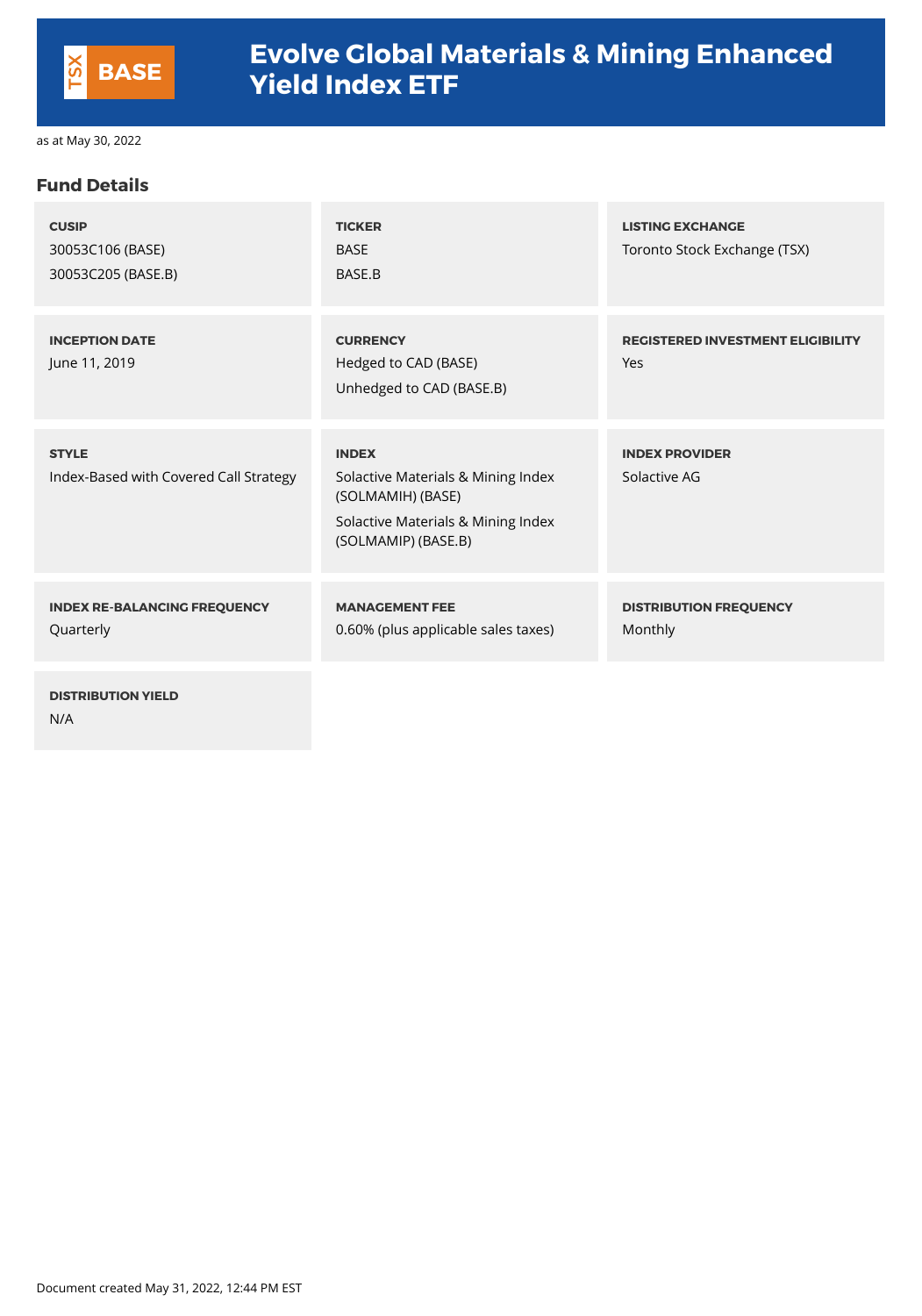# Evolve Global Materials & Mining Enhanced Yield Index ETF

TSX BASE

as at May 30, 2022

## Fund Details

**CUSIP**
30053C106 (BASE)
30053C205 (BASE.B)

**TICKER**
BASE
BASE.B

**LISTING EXCHANGE**
Toronto Stock Exchange (TSX)

**INCEPTION DATE**
June 11, 2019

**CURRENCY**
Hedged to CAD (BASE)
Unhedged to CAD (BASE.B)

**REGISTERED INVESTMENT ELIGIBILITY**
Yes

**STYLE**
Index-Based with Covered Call Strategy

**INDEX**
Solactive Materials & Mining Index (SOLMAMIH) (BASE)
Solactive Materials & Mining Index (SOLMAMIP) (BASE.B)

**INDEX PROVIDER**
Solactive AG

**INDEX RE-BALANCING FREQUENCY**
Quarterly

**MANAGEMENT FEE**
0.60% (plus applicable sales taxes)

**DISTRIBUTION FREQUENCY**
Monthly

**DISTRIBUTION YIELD**
N/A

Document created May 31, 2022, 12:44 PM EST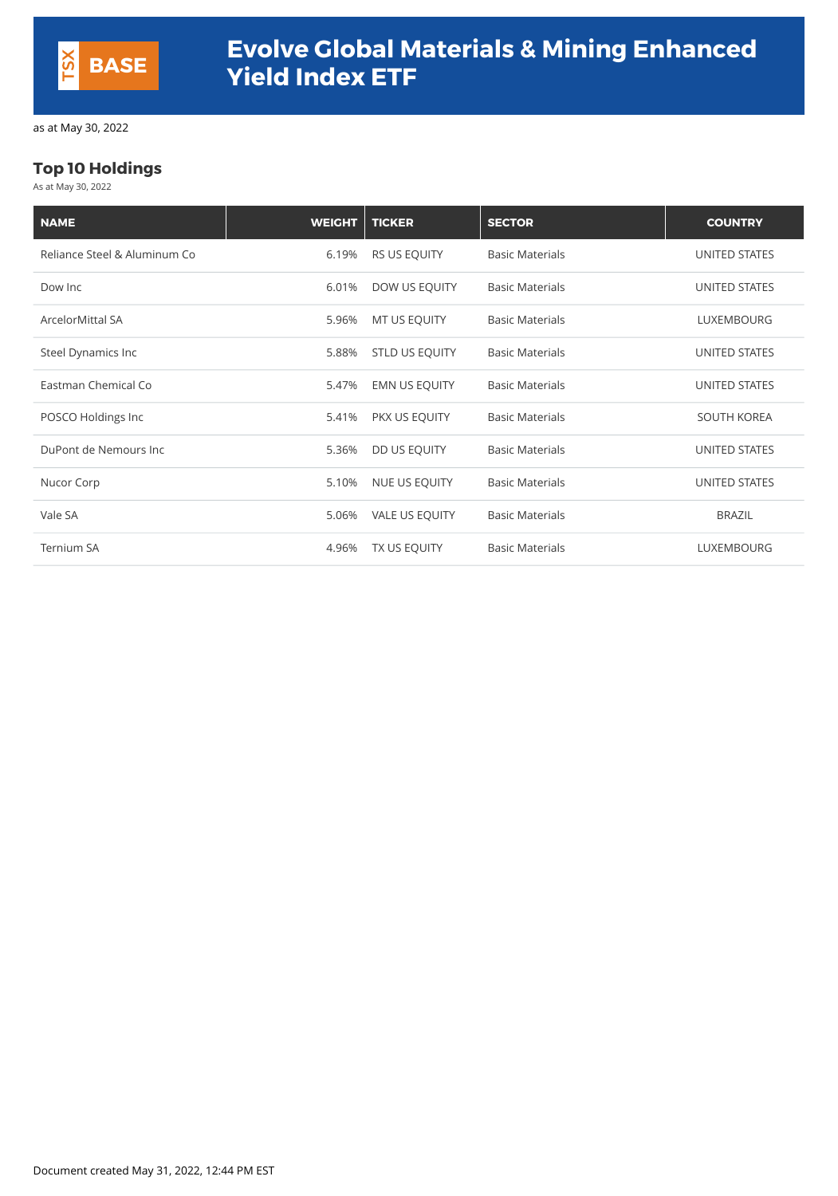TSX **BASE**

# Evolve Global Materials & Mining Enhanced Yield Index ETF

as at May 30, 2022

## Top 10 Holdings

As at May 30, 2022

| NAME | WEIGHT | TICKER | SECTOR | COUNTRY |
|---|---|---|---|---|
| Reliance Steel & Aluminum Co | 6.19% | RS US EQUITY | Basic Materials | UNITED STATES |
| Dow Inc | 6.01% | DOW US EQUITY | Basic Materials | UNITED STATES |
| ArcelorMittal SA | 5.96% | MT US EQUITY | Basic Materials | LUXEMBOURG |
| Steel Dynamics Inc | 5.88% | STLD US EQUITY | Basic Materials | UNITED STATES |
| Eastman Chemical Co | 5.47% | EMN US EQUITY | Basic Materials | UNITED STATES |
| POSCO Holdings Inc | 5.41% | PKX US EQUITY | Basic Materials | SOUTH KOREA |
| DuPont de Nemours Inc | 5.36% | DD US EQUITY | Basic Materials | UNITED STATES |
| Nucor Corp | 5.10% | NUE US EQUITY | Basic Materials | UNITED STATES |
| Vale SA | 5.06% | VALE US EQUITY | Basic Materials | BRAZIL |
| Ternium SA | 4.96% | TX US EQUITY | Basic Materials | LUXEMBOURG |

Document created May 31, 2022, 12:44 PM EST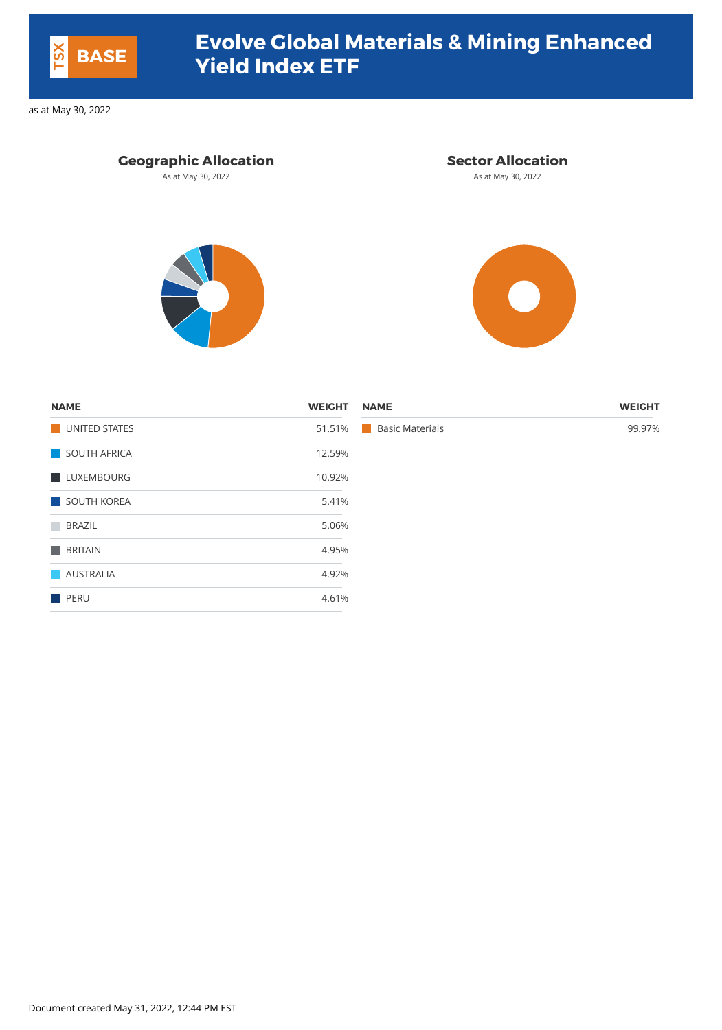TSX BASE

# Evolve Global Materials & Mining Enhanced Yield Index ETF

as at May 30, 2022

## Geographic Allocation

As at May 30, 2022

| NAME | WEIGHT |
|---|---|
| UNITED STATES | 51.51% |
| SOUTH AFRICA | 12.59% |
| LUXEMBOURG | 10.92% |
| SOUTH KOREA | 5.41% |
| BRAZIL | 5.06% |
| BRITAIN | 4.95% |
| AUSTRALIA | 4.92% |
| PERU | 4.61% |

## Sector Allocation

As at May 30, 2022

| NAME | WEIGHT |
|---|---|
| Basic Materials | 99.97% |

Document created May 31, 2022, 12:44 PM EST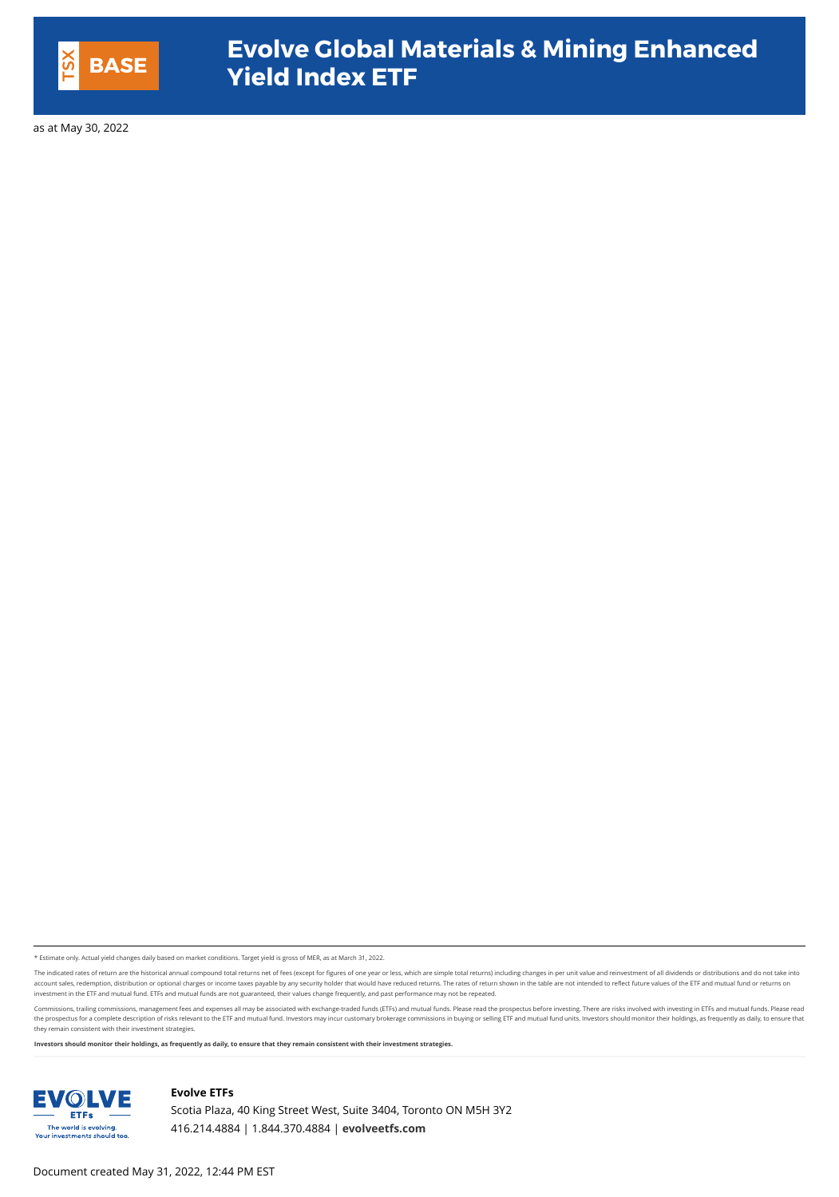# TSX BASE

# Evolve Global Materials & Mining Enhanced Yield Index ETF

as at May 30, 2022

* Estimate only. Actual yield changes daily based on market conditions. Target yield is gross of MER, as at March 31, 2022.

The indicated rates of return are the historical annual compound total returns net of fees (except for figures of one year or less, which are simple total returns) including changes in per unit value and reinvestment of all dividends or distributions and do not take into account sales, redemption, distribution or optional charges or income taxes payable by any security holder that would have reduced returns. The rates of return shown in the table are not intended to reflect future values of the ETF and mutual fund or returns on investment in the ETF and mutual fund. ETFs and mutual funds are not guaranteed, their values change frequently, and past performance may not be repeated.

Commissions, trailing commissions, management fees and expenses all may be associated with exchange-traded funds (ETFs) and mutual funds. Please read the prospectus before investing. There are risks involved with investing in ETFs and mutual funds. Please read the prospectus for a complete description of risks relevant to the ETF and mutual fund. Investors may incur customary brokerage commissions in buying or selling ETF and mutual fund units. Investors should monitor their holdings, as frequently as daily, to ensure that they remain consistent with their investment strategies.

**Investors should monitor their holdings, as frequently as daily, to ensure that they remain consistent with their investment strategies.**

EVOLVE ETFs
The world is evolving. Your investments should too.

**Evolve ETFs**

Scotia Plaza, 40 King Street West, Suite 3404, Toronto ON M5H 3Y2

416.214.4884 | 1.844.370.4884 | **evolveetfs.com**

Document created May 31, 2022, 12:44 PM EST